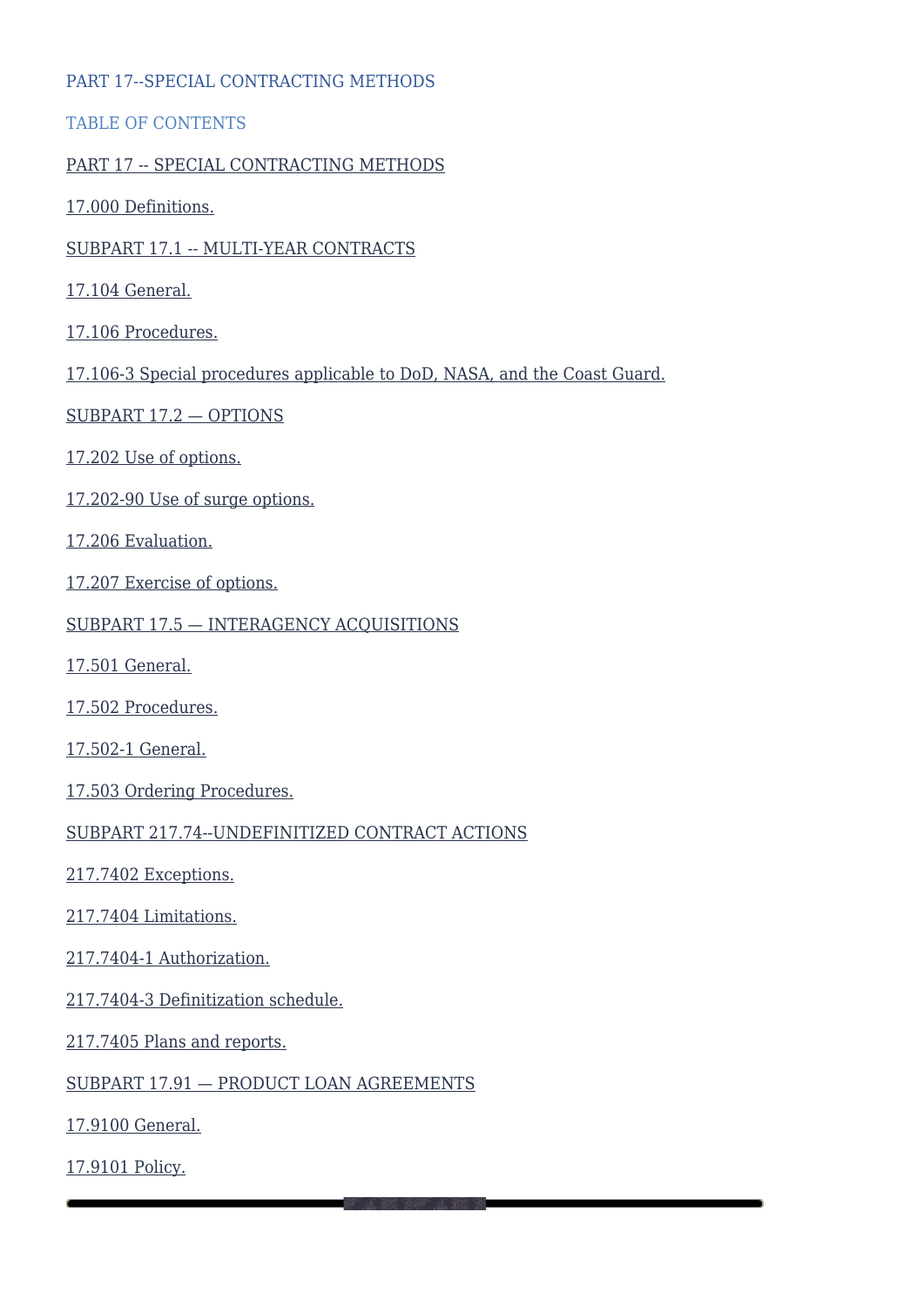# PART 17--SPECIAL CONTRACTING METHODS

## TABLE OF CONTENTS

PART 17 -- SPECIAL CONTRACTING METHODS

17.000 Definitions.

SUBPART 17.1 -- MULTI-YEAR CONTRACTS

17.104 General.

17.106 Procedures.

17.106-3 Special procedures applicable to DoD, NASA, and the Coast Guard.

SUBPART 17.2 — OPTIONS

17.202 Use of options.

17.202-90 Use of surge options.

17.206 Evaluation.

17.207 Exercise of options.

SUBPART 17.5 — INTERAGENCY ACQUISITIONS

17.501 General.

17.502 Procedures.

17.502-1 General.

17.503 Ordering Procedures.

SUBPART 217.74--UNDEFINITIZED CONTRACT ACTIONS

217.7402 Exceptions.

217.7404 Limitations.

217.7404-1 Authorization.

217.7404-3 Definitization schedule.

217.7405 Plans and reports.

SUBPART 17.91 — PRODUCT LOAN AGREEMENTS

17.9100 General.

17.9101 Policy.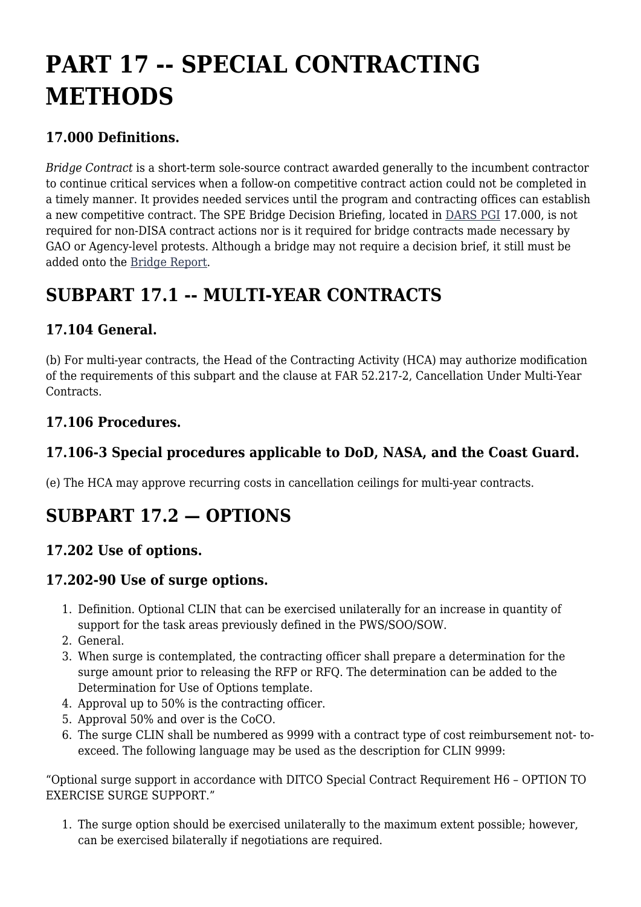# PART 17 -- SPECIAL CONTRACTING METHODS

### 17.000 Definitions.

*Bridge Contract* is a short-term sole-source contract awarded generally to the incumbent contractor to continue critical services when a follow-on competitive contract action could not be completed in a timely manner. It provides needed services until the program and contracting offices can establish a new competitive contract. The SPE Bridge Decision Briefing, located in DARS PGI 17.000, is not required for non-DISA contract actions nor is it required for bridge contracts made necessary by GAO or Agency-level protests. Although a bridge may not require a decision brief, it still must be added onto the Bridge Report.

## SUBPART 17.1 -- MULTI-YEAR CONTRACTS

### 17.104 General.

(b) For multi-year contracts, the Head of the Contracting Activity (HCA) may authorize modification of the requirements of this subpart and the clause at FAR 52.217-2, Cancellation Under Multi-Year Contracts.

### 17.106 Procedures.

### 17.106-3 Special procedures applicable to DoD, NASA, and the Coast Guard.

(e) The HCA may approve recurring costs in cancellation ceilings for multi-year contracts.

## SUBPART 17.2 — OPTIONS

### 17.202 Use of options.

### 17.202-90 Use of surge options.

1. Definition. Optional CLIN that can be exercised unilaterally for an increase in quantity of support for the task areas previously defined in the PWS/SOO/SOW.
2. General.
3. When surge is contemplated, the contracting officer shall prepare a determination for the surge amount prior to releasing the RFP or RFQ. The determination can be added to the Determination for Use of Options template.
4. Approval up to 50% is the contracting officer.
5. Approval 50% and over is the CoCO.
6. The surge CLIN shall be numbered as 9999 with a contract type of cost reimbursement not- to-exceed. The following language may be used as the description for CLIN 9999:

"Optional surge support in accordance with DITCO Special Contract Requirement H6 – OPTION TO EXERCISE SURGE SUPPORT."

1. The surge option should be exercised unilaterally to the maximum extent possible; however, can be exercised bilaterally if negotiations are required.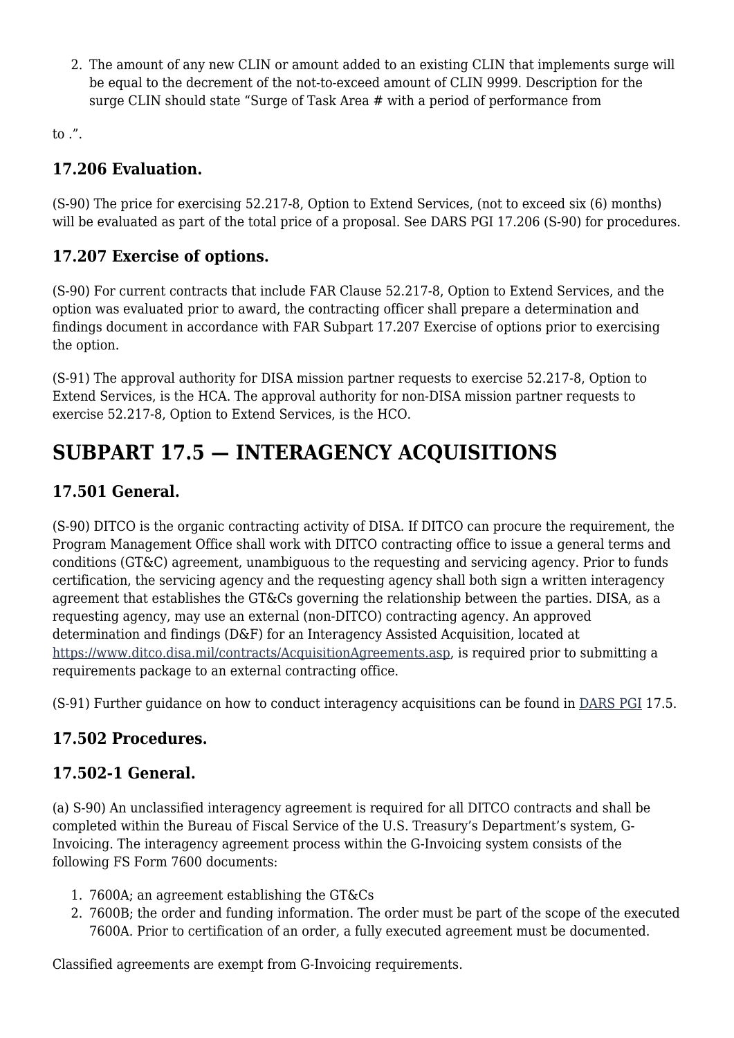2. The amount of any new CLIN or amount added to an existing CLIN that implements surge will be equal to the decrement of the not-to-exceed amount of CLIN 9999. Description for the surge CLIN should state “Surge of Task Area # with a period of performance from

to .”.

### 17.206 Evaluation.

(S-90) The price for exercising 52.217-8, Option to Extend Services, (not to exceed six (6) months) will be evaluated as part of the total price of a proposal. See DARS PGI 17.206 (S-90) for procedures.

### 17.207 Exercise of options.

(S-90) For current contracts that include FAR Clause 52.217-8, Option to Extend Services, and the option was evaluated prior to award, the contracting officer shall prepare a determination and findings document in accordance with FAR Subpart 17.207 Exercise of options prior to exercising the option.

(S-91) The approval authority for DISA mission partner requests to exercise 52.217-8, Option to Extend Services, is the HCA. The approval authority for non-DISA mission partner requests to exercise 52.217-8, Option to Extend Services, is the HCO.

## SUBPART 17.5 — INTERAGENCY ACQUISITIONS

### 17.501 General.

(S-90) DITCO is the organic contracting activity of DISA. If DITCO can procure the requirement, the Program Management Office shall work with DITCO contracting office to issue a general terms and conditions (GT&C) agreement, unambiguous to the requesting and servicing agency. Prior to funds certification, the servicing agency and the requesting agency shall both sign a written interagency agreement that establishes the GT&Cs governing the relationship between the parties. DISA, as a requesting agency, may use an external (non-DITCO) contracting agency. An approved determination and findings (D&F) for an Interagency Assisted Acquisition, located at https://www.ditco.disa.mil/contracts/AcquisitionAgreements.asp, is required prior to submitting a requirements package to an external contracting office.

(S-91) Further guidance on how to conduct interagency acquisitions can be found in DARS PGI 17.5.

### 17.502 Procedures.

### 17.502-1 General.

(a) S-90) An unclassified interagency agreement is required for all DITCO contracts and shall be completed within the Bureau of Fiscal Service of the U.S. Treasury’s Department’s system, G-Invoicing. The interagency agreement process within the G-Invoicing system consists of the following FS Form 7600 documents:

1. 7600A; an agreement establishing the GT&Cs
2. 7600B; the order and funding information. The order must be part of the scope of the executed 7600A. Prior to certification of an order, a fully executed agreement must be documented.

Classified agreements are exempt from G-Invoicing requirements.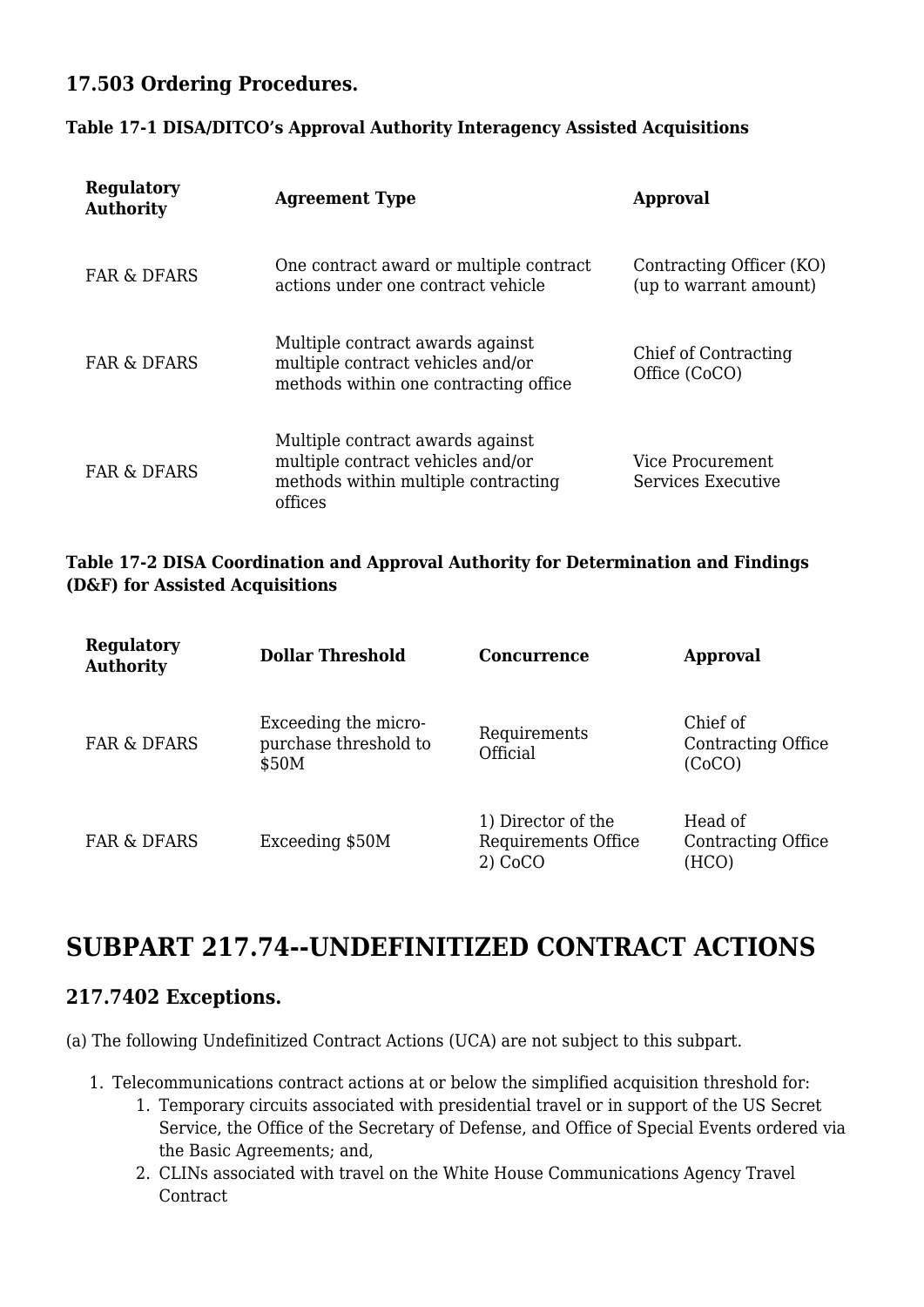### 17.503 Ordering Procedures.

**Table 17-1 DISA/DITCO's Approval Authority Interagency Assisted Acquisitions**

| Regulatory Authority | Agreement Type | Approval |
|---|---|---|
| FAR & DFARS | One contract award or multiple contract actions under one contract vehicle | Contracting Officer (KO) (up to warrant amount) |
| FAR & DFARS | Multiple contract awards against multiple contract vehicles and/or methods within one contracting office | Chief of Contracting Office (CoCO) |
| FAR & DFARS | Multiple contract awards against multiple contract vehicles and/or methods within multiple contracting offices | Vice Procurement Services Executive |

**Table 17-2 DISA Coordination and Approval Authority for Determination and Findings (D&F) for Assisted Acquisitions**

| Regulatory Authority | Dollar Threshold | Concurrence | Approval |
|---|---|---|---|
| FAR & DFARS | Exceeding the micro-purchase threshold to $50M | Requirements Official | Chief of Contracting Office (CoCO) |
| FAR & DFARS | Exceeding $50M | 1) Director of the Requirements Office 2) CoCO | Head of Contracting Office (HCO) |

## SUBPART 217.74--UNDEFINITIZED CONTRACT ACTIONS

### 217.7402 Exceptions.

(a) The following Undefinitized Contract Actions (UCA) are not subject to this subpart.

1. Telecommunications contract actions at or below the simplified acquisition threshold for:
    1. Temporary circuits associated with presidential travel or in support of the US Secret Service, the Office of the Secretary of Defense, and Office of Special Events ordered via the Basic Agreements; and,
    2. CLINs associated with travel on the White House Communications Agency Travel Contract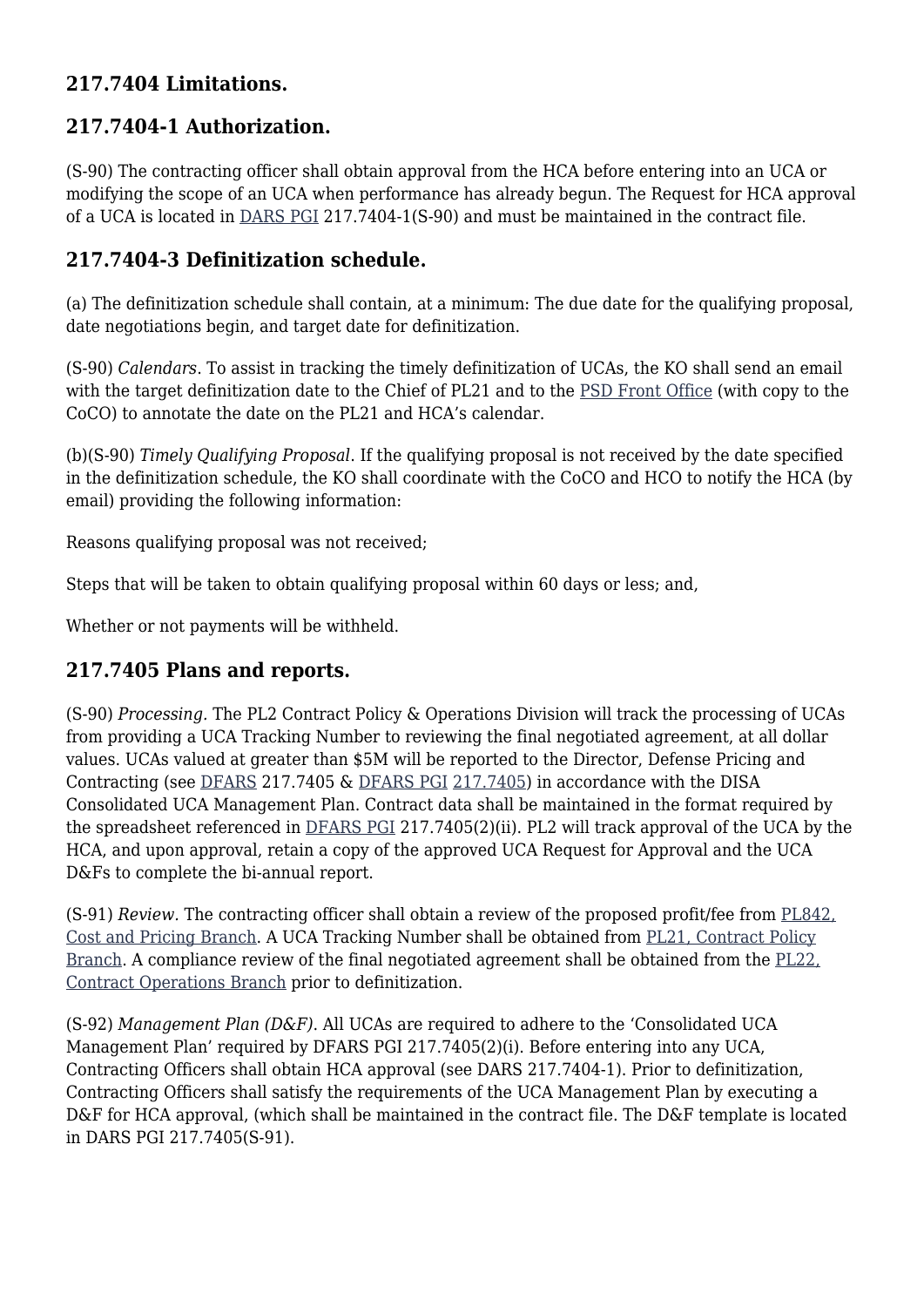## 217.7404 Limitations.

## 217.7404-1 Authorization.

(S-90) The contracting officer shall obtain approval from the HCA before entering into an UCA or modifying the scope of an UCA when performance has already begun. The Request for HCA approval of a UCA is located in DARS PGI 217.7404-1(S-90) and must be maintained in the contract file.

## 217.7404-3 Definitization schedule.

(a) The definitization schedule shall contain, at a minimum: The due date for the qualifying proposal, date negotiations begin, and target date for definitization.

(S-90) *Calendars*. To assist in tracking the timely definitization of UCAs, the KO shall send an email with the target definitization date to the Chief of PL21 and to the PSD Front Office (with copy to the CoCO) to annotate the date on the PL21 and HCA's calendar.

(b)(S-90) *Timely Qualifying Proposal*. If the qualifying proposal is not received by the date specified in the definitization schedule, the KO shall coordinate with the CoCO and HCO to notify the HCA (by email) providing the following information:

Reasons qualifying proposal was not received;

Steps that will be taken to obtain qualifying proposal within 60 days or less; and,

Whether or not payments will be withheld.

## 217.7405 Plans and reports.

(S-90) *Processing*. The PL2 Contract Policy & Operations Division will track the processing of UCAs from providing a UCA Tracking Number to reviewing the final negotiated agreement, at all dollar values. UCAs valued at greater than $5M will be reported to the Director, Defense Pricing and Contracting (see DFARS 217.7405 & DFARS PGI 217.7405) in accordance with the DISA Consolidated UCA Management Plan. Contract data shall be maintained in the format required by the spreadsheet referenced in DFARS PGI 217.7405(2)(ii). PL2 will track approval of the UCA by the HCA, and upon approval, retain a copy of the approved UCA Request for Approval and the UCA D&Fs to complete the bi-annual report.

(S-91) *Review*. The contracting officer shall obtain a review of the proposed profit/fee from PL842, Cost and Pricing Branch. A UCA Tracking Number shall be obtained from PL21, Contract Policy Branch. A compliance review of the final negotiated agreement shall be obtained from the PL22, Contract Operations Branch prior to definitization.

(S-92) *Management Plan (D&F)*. All UCAs are required to adhere to the 'Consolidated UCA Management Plan' required by DFARS PGI 217.7405(2)(i). Before entering into any UCA, Contracting Officers shall obtain HCA approval (see DARS 217.7404-1). Prior to definitization, Contracting Officers shall satisfy the requirements of the UCA Management Plan by executing a D&F for HCA approval, (which shall be maintained in the contract file. The D&F template is located in DARS PGI 217.7405(S-91).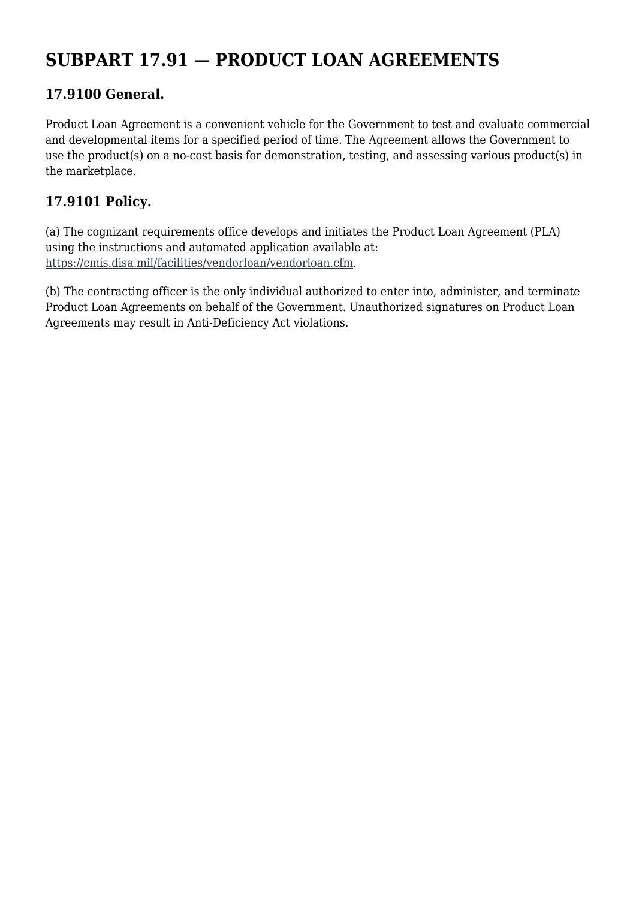# SUBPART 17.91 — PRODUCT LOAN AGREEMENTS

## 17.9100 General.

Product Loan Agreement is a convenient vehicle for the Government to test and evaluate commercial and developmental items for a specified period of time. The Agreement allows the Government to use the product(s) on a no-cost basis for demonstration, testing, and assessing various product(s) in the marketplace.

## 17.9101 Policy.

(a) The cognizant requirements office develops and initiates the Product Loan Agreement (PLA) using the instructions and automated application available at: https://cmis.disa.mil/facilities/vendorloan/vendorloan.cfm.

(b) The contracting officer is the only individual authorized to enter into, administer, and terminate Product Loan Agreements on behalf of the Government. Unauthorized signatures on Product Loan Agreements may result in Anti-Deficiency Act violations.